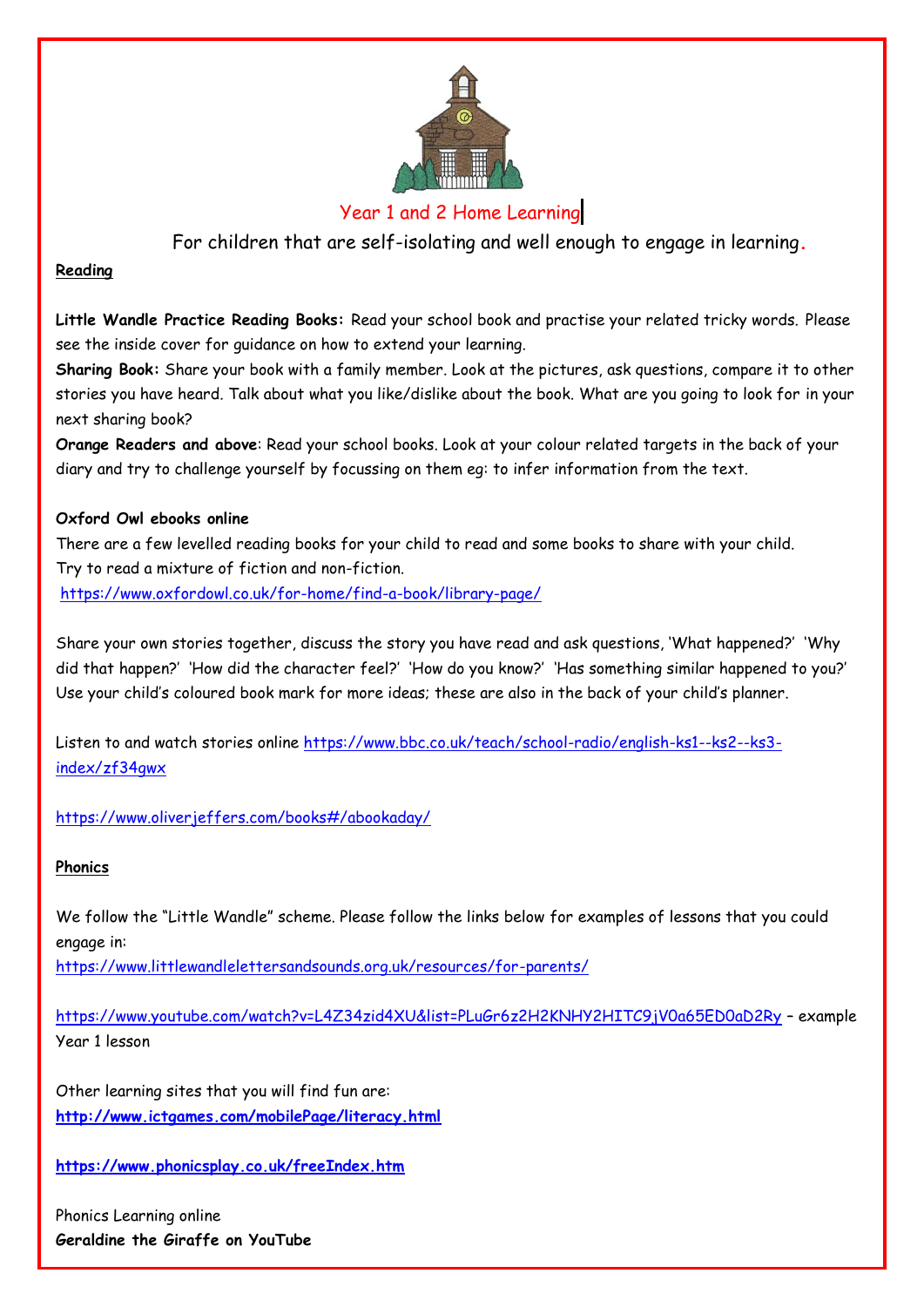# Year 1 and 2 Home Learning

For children that are self-isolating and well enough to engage in learning.

## Reading

**Little Wandle Practice Reading Books:** Read your school book and practise your related tricky words. Please see the inside cover for guidance on how to extend your learning.

**Sharing Book:** Share your book with a family member. Look at the pictures, ask questions, compare it to other stories you have heard. Talk about what you like/dislike about the book. What are you going to look for in your next sharing book?

**Orange Readers and above**: Read your school books. Look at your colour related targets in the back of your diary and try to challenge yourself by focussing on them eg: to infer information from the text.

**Oxford Owl ebooks online**

There are a few levelled reading books for your child to read and some books to share with your child.
Try to read a mixture of fiction and non-fiction.
https://www.oxfordowl.co.uk/for-home/find-a-book/library-page/

Share your own stories together, discuss the story you have read and ask questions, 'What happened?' 'Why did that happen?' 'How did the character feel?' 'How do you know?' 'Has something similar happened to you?' Use your child's coloured book mark for more ideas; these are also in the back of your child's planner.

Listen to and watch stories online https://www.bbc.co.uk/teach/school-radio/english-ks1--ks2--ks3-index/zf34gwx

https://www.oliverjeffers.com/books#/abookaday/

## Phonics

We follow the "Little Wandle" scheme. Please follow the links below for examples of lessons that you could engage in:
https://www.littlewandlelettersandsounds.org.uk/resources/for-parents/

https://www.youtube.com/watch?v=L4Z34zid4XU&list=PLuGr6z2H2KNHY2HITC9jV0a65ED0aD2Ry – example Year 1 lesson

Other learning sites that you will find fun are:
**http://www.ictgames.com/mobilePage/literacy.html**

**https://www.phonicsplay.co.uk/freeIndex.htm**

Phonics Learning online
**Geraldine the Giraffe on YouTube**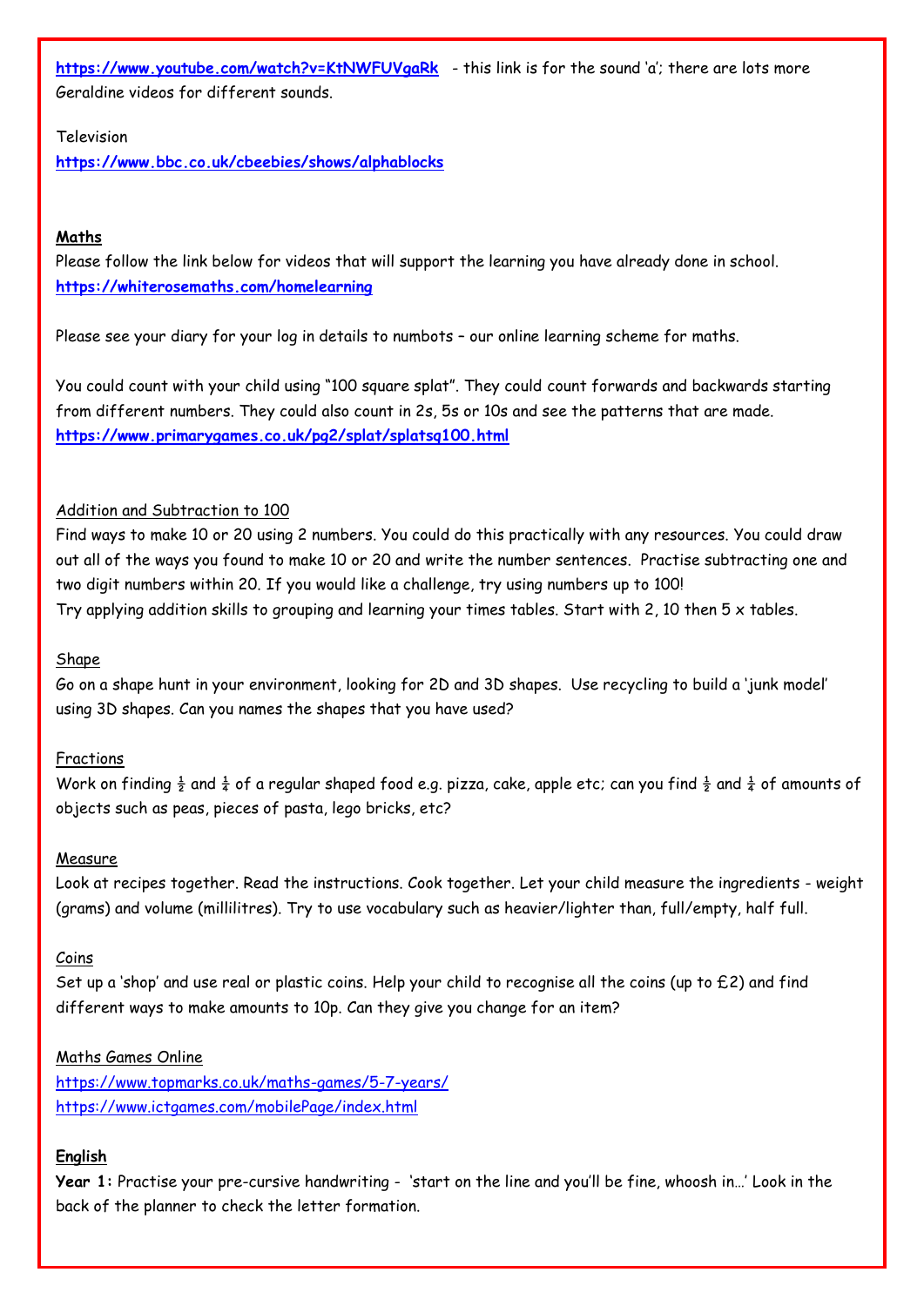**https://www.youtube.com/watch?v=KtNWFUVgaRk** - this link is for the sound 'a'; there are lots more Geraldine videos for different sounds.

Television

**https://www.bbc.co.uk/cbeebies/shows/alphablocks**

## Maths

Please follow the link below for videos that will support the learning you have already done in school.

**https://whiterosemaths.com/homelearning**

Please see your diary for your log in details to numbots – our online learning scheme for maths.

You could count with your child using "100 square splat". They could count forwards and backwards starting from different numbers. They could also count in 2s, 5s or 10s and see the patterns that are made.

**https://www.primarygames.co.uk/pg2/splat/splatsq100.html**

### Addition and Subtraction to 100

Find ways to make 10 or 20 using 2 numbers. You could do this practically with any resources. You could draw out all of the ways you found to make 10 or 20 and write the number sentences. Practise subtracting one and two digit numbers within 20. If you would like a challenge, try using numbers up to 100!

Try applying addition skills to grouping and learning your times tables. Start with 2, 10 then 5 x tables.

### Shape

Go on a shape hunt in your environment, looking for 2D and 3D shapes. Use recycling to build a 'junk model' using 3D shapes. Can you names the shapes that you have used?

### Fractions

Work on finding ½ and ¼ of a regular shaped food e.g. pizza, cake, apple etc; can you find ½ and ¼ of amounts of objects such as peas, pieces of pasta, lego bricks, etc?

### Measure

Look at recipes together. Read the instructions. Cook together. Let your child measure the ingredients - weight (grams) and volume (millilitres). Try to use vocabulary such as heavier/lighter than, full/empty, half full.

### Coins

Set up a 'shop' and use real or plastic coins. Help your child to recognise all the coins (up to £2) and find different ways to make amounts to 10p. Can they give you change for an item?

### Maths Games Online

https://www.topmarks.co.uk/maths-games/5-7-years/

https://www.ictgames.com/mobilePage/index.html

## English

**Year 1:** Practise your pre-cursive handwriting - 'start on the line and you'll be fine, whoosh in…' Look in the back of the planner to check the letter formation.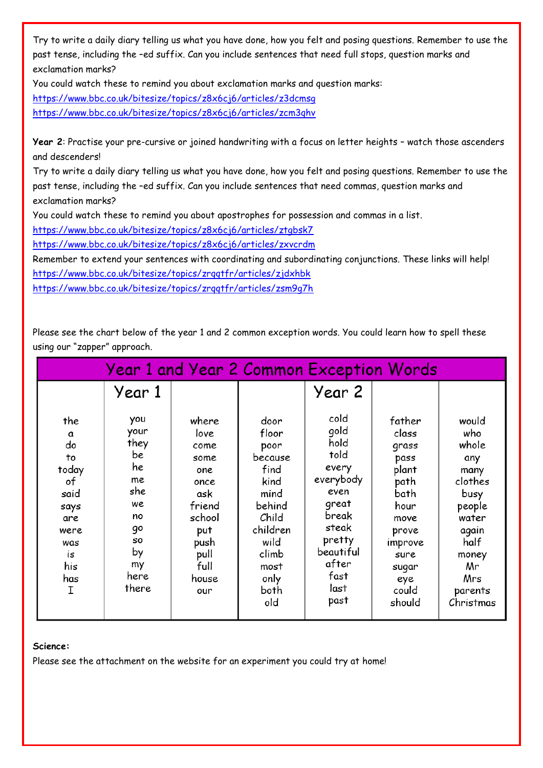Try to write a daily diary telling us what you have done, how you felt and posing questions. Remember to use the past tense, including the –ed suffix. Can you include sentences that need full stops, question marks and exclamation marks?

You could watch these to remind you about exclamation marks and question marks:

https://www.bbc.co.uk/bitesize/topics/z8x6cj6/articles/z3dcmsg

https://www.bbc.co.uk/bitesize/topics/z8x6cj6/articles/zcm3ghv

**Year 2**: Practise your pre-cursive or joined handwriting with a focus on letter heights – watch those ascenders and descenders!

Try to write a daily diary telling us what you have done, how you felt and posing questions. Remember to use the past tense, including the –ed suffix. Can you include sentences that need commas, question marks and exclamation marks?

You could watch these to remind you about apostrophes for possession and commas in a list.

https://www.bbc.co.uk/bitesize/topics/z8x6cj6/articles/ztgbsk7

https://www.bbc.co.uk/bitesize/topics/z8x6cj6/articles/zxvcrdm

Remember to extend your sentences with coordinating and subordinating conjunctions. These links will help!

https://www.bbc.co.uk/bitesize/topics/zrqqtfr/articles/zjdxhbk

https://www.bbc.co.uk/bitesize/topics/zrqqtfr/articles/zsm9g7h

Please see the chart below of the year 1 and 2 common exception words. You could learn how to spell these using our "zapper" approach.

| Year 1 and Year 2 Common Exception Words | | | | | | |
|---|---|---|---|---|---|---|
| | Year 1 | | | Year 2 | | |
| the | you | where | door | cold | father | would |
| a | your | love | floor | gold | class | who |
| do | they | come | poor | hold | grass | whole |
| to | be | some | because | told | pass | any |
| today | he | one | find | every | plant | many |
| of | me | once | kind | everybody | path | clothes |
| said | she | ask | mind | even | bath | busy |
| says | we | friend | behind | great | hour | people |
| are | no | school | Child | break | move | water |
| were | go | put | children | steak | prove | again |
| was | so | push | wild | pretty | improve | half |
| is | by | pull | climb | beautiful | sure | money |
| his | my | full | most | after | sugar | Mr |
| has | here | house | only | fast | eye | Mrs |
| I | there | our | both | last | could | parents |
| | | | old | past | should | Christmas |

**Science:**

Please see the attachment on the website for an experiment you could try at home!